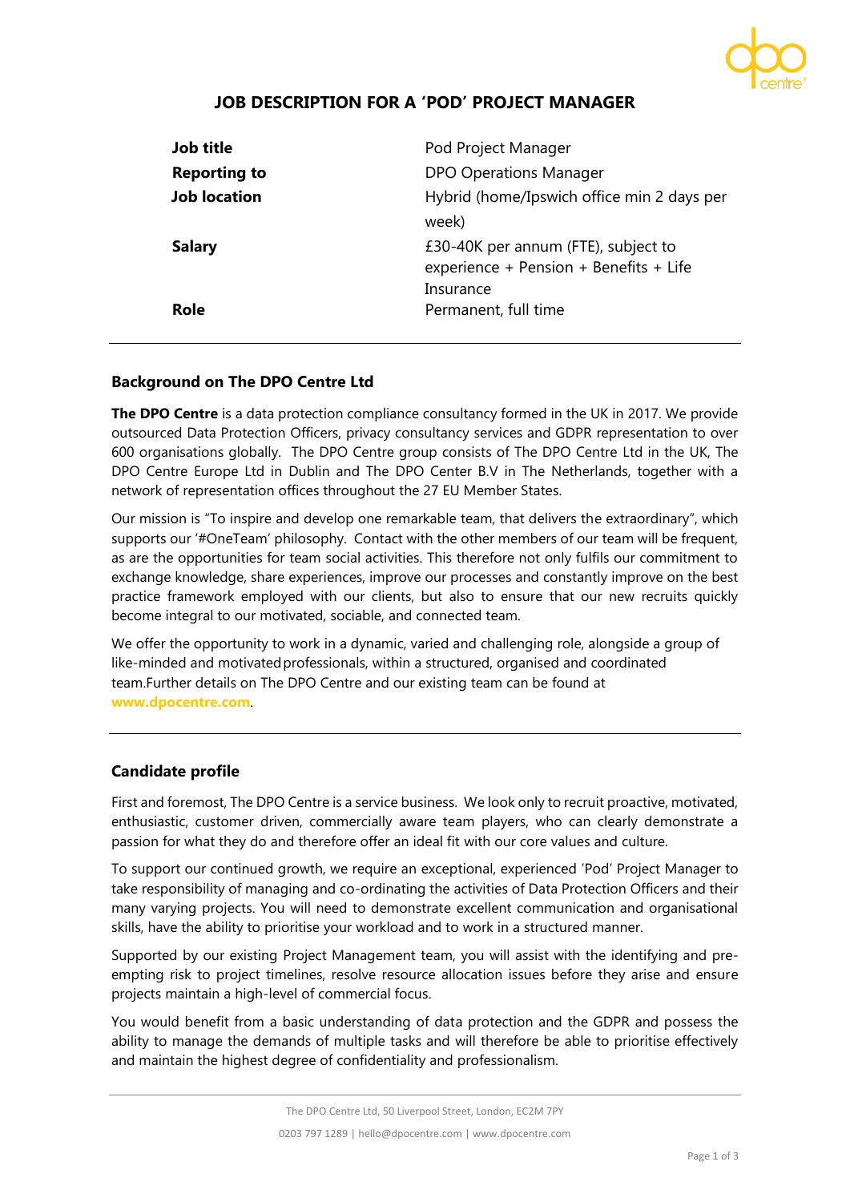# JOB DESCRIPTION FOR A 'POD' PROJECT MANAGER

| | |
|---|---|
| **Job title** | Pod Project Manager |
| **Reporting to** | DPO Operations Manager |
| **Job location** | Hybrid (home/Ipswich office min 2 days per week) |
| **Salary** | £30-40K per annum (FTE), subject to experience + Pension + Benefits + Life Insurance |
| **Role** | Permanent, full time |

## Background on The DPO Centre Ltd

**The DPO Centre** is a data protection compliance consultancy formed in the UK in 2017. We provide outsourced Data Protection Officers, privacy consultancy services and GDPR representation to over 600 organisations globally. The DPO Centre group consists of The DPO Centre Ltd in the UK, The DPO Centre Europe Ltd in Dublin and The DPO Center B.V in The Netherlands, together with a network of representation offices throughout the 27 EU Member States.

Our mission is "To inspire and develop one remarkable team, that delivers the extraordinary", which supports our '#OneTeam' philosophy. Contact with the other members of our team will be frequent, as are the opportunities for team social activities. This therefore not only fulfils our commitment to exchange knowledge, share experiences, improve our processes and constantly improve on the best practice framework employed with our clients, but also to ensure that our new recruits quickly become integral to our motivated, sociable, and connected team.

We offer the opportunity to work in a dynamic, varied and challenging role, alongside a group of like-minded and motivated professionals, within a structured, organised and coordinated team.Further details on The DPO Centre and our existing team can be found at **www.dpocentre.com**.

## Candidate profile

First and foremost, The DPO Centre is a service business. We look only to recruit proactive, motivated, enthusiastic, customer driven, commercially aware team players, who can clearly demonstrate a passion for what they do and therefore offer an ideal fit with our core values and culture.

To support our continued growth, we require an exceptional, experienced 'Pod' Project Manager to take responsibility of managing and co-ordinating the activities of Data Protection Officers and their many varying projects. You will need to demonstrate excellent communication and organisational skills, have the ability to prioritise your workload and to work in a structured manner.

Supported by our existing Project Management team, you will assist with the identifying and pre-empting risk to project timelines, resolve resource allocation issues before they arise and ensure projects maintain a high-level of commercial focus.

You would benefit from a basic understanding of data protection and the GDPR and possess the ability to manage the demands of multiple tasks and will therefore be able to prioritise effectively and maintain the highest degree of confidentiality and professionalism.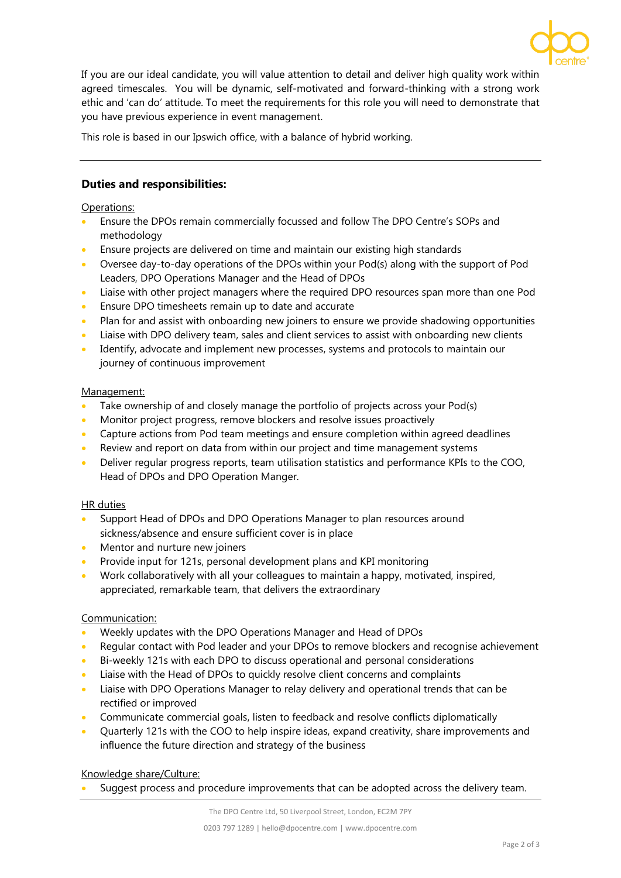If you are our ideal candidate, you will value attention to detail and deliver high quality work within agreed timescales. You will be dynamic, self-motivated and forward-thinking with a strong work ethic and 'can do' attitude. To meet the requirements for this role you will need to demonstrate that you have previous experience in event management.

This role is based in our Ipswich office, with a balance of hybrid working.

---

### Duties and responsibilities:

Operations:

- Ensure the DPOs remain commercially focussed and follow The DPO Centre's SOPs and methodology
- Ensure projects are delivered on time and maintain our existing high standards
- Oversee day-to-day operations of the DPOs within your Pod(s) along with the support of Pod Leaders, DPO Operations Manager and the Head of DPOs
- Liaise with other project managers where the required DPO resources span more than one Pod
- Ensure DPO timesheets remain up to date and accurate
- Plan for and assist with onboarding new joiners to ensure we provide shadowing opportunities
- Liaise with DPO delivery team, sales and client services to assist with onboarding new clients
- Identify, advocate and implement new processes, systems and protocols to maintain our journey of continuous improvement

Management:

- Take ownership of and closely manage the portfolio of projects across your Pod(s)
- Monitor project progress, remove blockers and resolve issues proactively
- Capture actions from Pod team meetings and ensure completion within agreed deadlines
- Review and report on data from within our project and time management systems
- Deliver regular progress reports, team utilisation statistics and performance KPIs to the COO, Head of DPOs and DPO Operation Manger.

HR duties

- Support Head of DPOs and DPO Operations Manager to plan resources around sickness/absence and ensure sufficient cover is in place
- Mentor and nurture new joiners
- Provide input for 121s, personal development plans and KPI monitoring
- Work collaboratively with all your colleagues to maintain a happy, motivated, inspired, appreciated, remarkable team, that delivers the extraordinary

Communication:

- Weekly updates with the DPO Operations Manager and Head of DPOs
- Regular contact with Pod leader and your DPOs to remove blockers and recognise achievement
- Bi-weekly 121s with each DPO to discuss operational and personal considerations
- Liaise with the Head of DPOs to quickly resolve client concerns and complaints
- Liaise with DPO Operations Manager to relay delivery and operational trends that can be rectified or improved
- Communicate commercial goals, listen to feedback and resolve conflicts diplomatically
- Quarterly 121s with the COO to help inspire ideas, expand creativity, share improvements and influence the future direction and strategy of the business

Knowledge share/Culture:

- Suggest process and procedure improvements that can be adopted across the delivery team.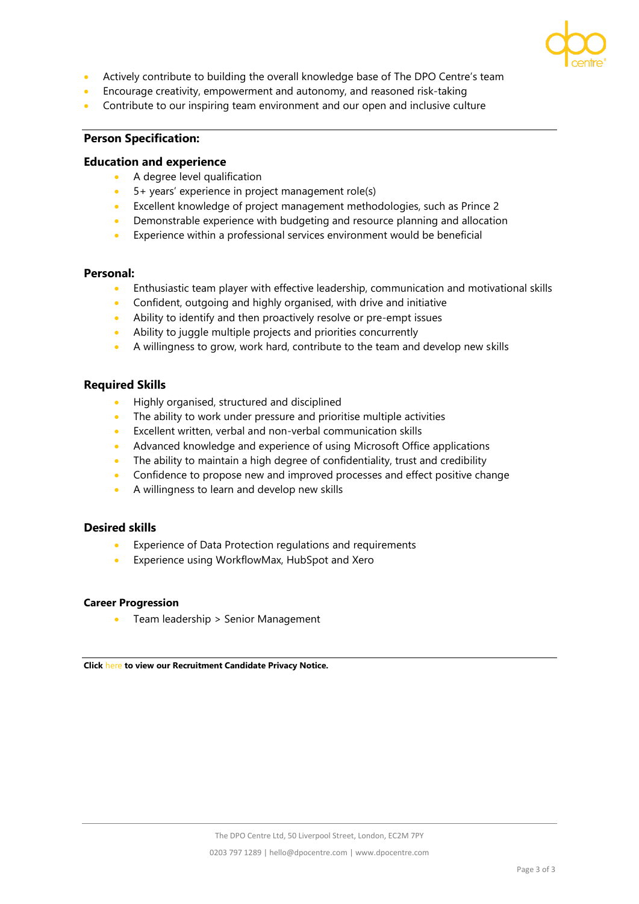- Actively contribute to building the overall knowledge base of The DPO Centre's team
- Encourage creativity, empowerment and autonomy, and reasoned risk-taking
- Contribute to our inspiring team environment and our open and inclusive culture

## Person Specification:

### Education and experience

- A degree level qualification
- 5+ years' experience in project management role(s)
- Excellent knowledge of project management methodologies, such as Prince 2
- Demonstrable experience with budgeting and resource planning and allocation
- Experience within a professional services environment would be beneficial

### Personal:

- Enthusiastic team player with effective leadership, communication and motivational skills
- Confident, outgoing and highly organised, with drive and initiative
- Ability to identify and then proactively resolve or pre-empt issues
- Ability to juggle multiple projects and priorities concurrently
- A willingness to grow, work hard, contribute to the team and develop new skills

### Required Skills

- Highly organised, structured and disciplined
- The ability to work under pressure and prioritise multiple activities
- Excellent written, verbal and non-verbal communication skills
- Advanced knowledge and experience of using Microsoft Office applications
- The ability to maintain a high degree of confidentiality, trust and credibility
- Confidence to propose new and improved processes and effect positive change
- A willingness to learn and develop new skills

### Desired skills

- Experience of Data Protection regulations and requirements
- Experience using WorkflowMax, HubSpot and Xero

### Career Progression

- Team leadership > Senior Management

**Click here to view our Recruitment Candidate Privacy Notice.**

The DPO Centre Ltd, 50 Liverpool Street, London, EC2M 7PY

0203 797 1289 | hello@dpocentre.com | www.dpocentre.com